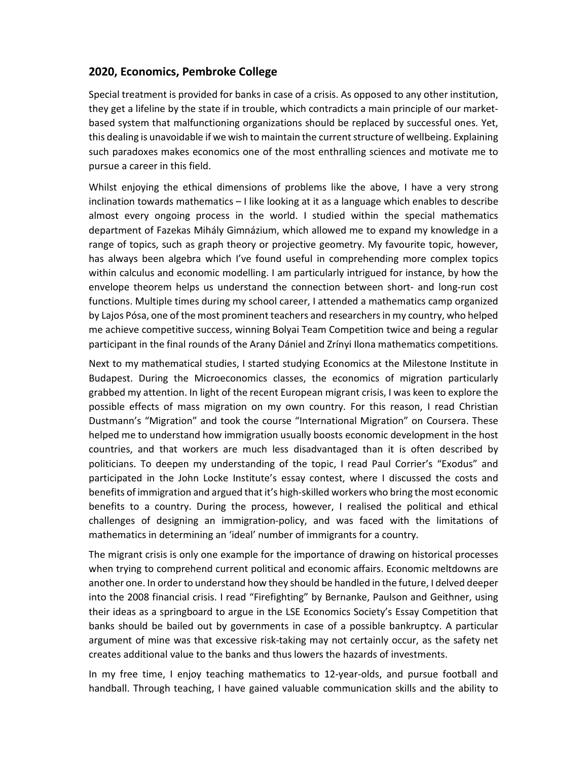## 2020, Economics, Pembroke College

Special treatment is provided for banks in case of a crisis. As opposed to any other institution, they get a lifeline by the state if in trouble, which contradicts a main principle of our market-based system that malfunctioning organizations should be replaced by successful ones. Yet, this dealing is unavoidable if we wish to maintain the current structure of wellbeing. Explaining such paradoxes makes economics one of the most enthralling sciences and motivate me to pursue a career in this field.

Whilst enjoying the ethical dimensions of problems like the above, I have a very strong inclination towards mathematics – I like looking at it as a language which enables to describe almost every ongoing process in the world. I studied within the special mathematics department of Fazekas Mihály Gimnázium, which allowed me to expand my knowledge in a range of topics, such as graph theory or projective geometry. My favourite topic, however, has always been algebra which I've found useful in comprehending more complex topics within calculus and economic modelling. I am particularly intrigued for instance, by how the envelope theorem helps us understand the connection between short- and long-run cost functions. Multiple times during my school career, I attended a mathematics camp organized by Lajos Pósa, one of the most prominent teachers and researchers in my country, who helped me achieve competitive success, winning Bolyai Team Competition twice and being a regular participant in the final rounds of the Arany Dániel and Zrínyi Ilona mathematics competitions.

Next to my mathematical studies, I started studying Economics at the Milestone Institute in Budapest. During the Microeconomics classes, the economics of migration particularly grabbed my attention. In light of the recent European migrant crisis, I was keen to explore the possible effects of mass migration on my own country. For this reason, I read Christian Dustmann's "Migration" and took the course "International Migration" on Coursera. These helped me to understand how immigration usually boosts economic development in the host countries, and that workers are much less disadvantaged than it is often described by politicians. To deepen my understanding of the topic, I read Paul Corrier's "Exodus" and participated in the John Locke Institute's essay contest, where I discussed the costs and benefits of immigration and argued that it's high-skilled workers who bring the most economic benefits to a country. During the process, however, I realised the political and ethical challenges of designing an immigration-policy, and was faced with the limitations of mathematics in determining an 'ideal' number of immigrants for a country.

The migrant crisis is only one example for the importance of drawing on historical processes when trying to comprehend current political and economic affairs. Economic meltdowns are another one. In order to understand how they should be handled in the future, I delved deeper into the 2008 financial crisis. I read "Firefighting" by Bernanke, Paulson and Geithner, using their ideas as a springboard to argue in the LSE Economics Society's Essay Competition that banks should be bailed out by governments in case of a possible bankruptcy. A particular argument of mine was that excessive risk-taking may not certainly occur, as the safety net creates additional value to the banks and thus lowers the hazards of investments.

In my free time, I enjoy teaching mathematics to 12-year-olds, and pursue football and handball. Through teaching, I have gained valuable communication skills and the ability to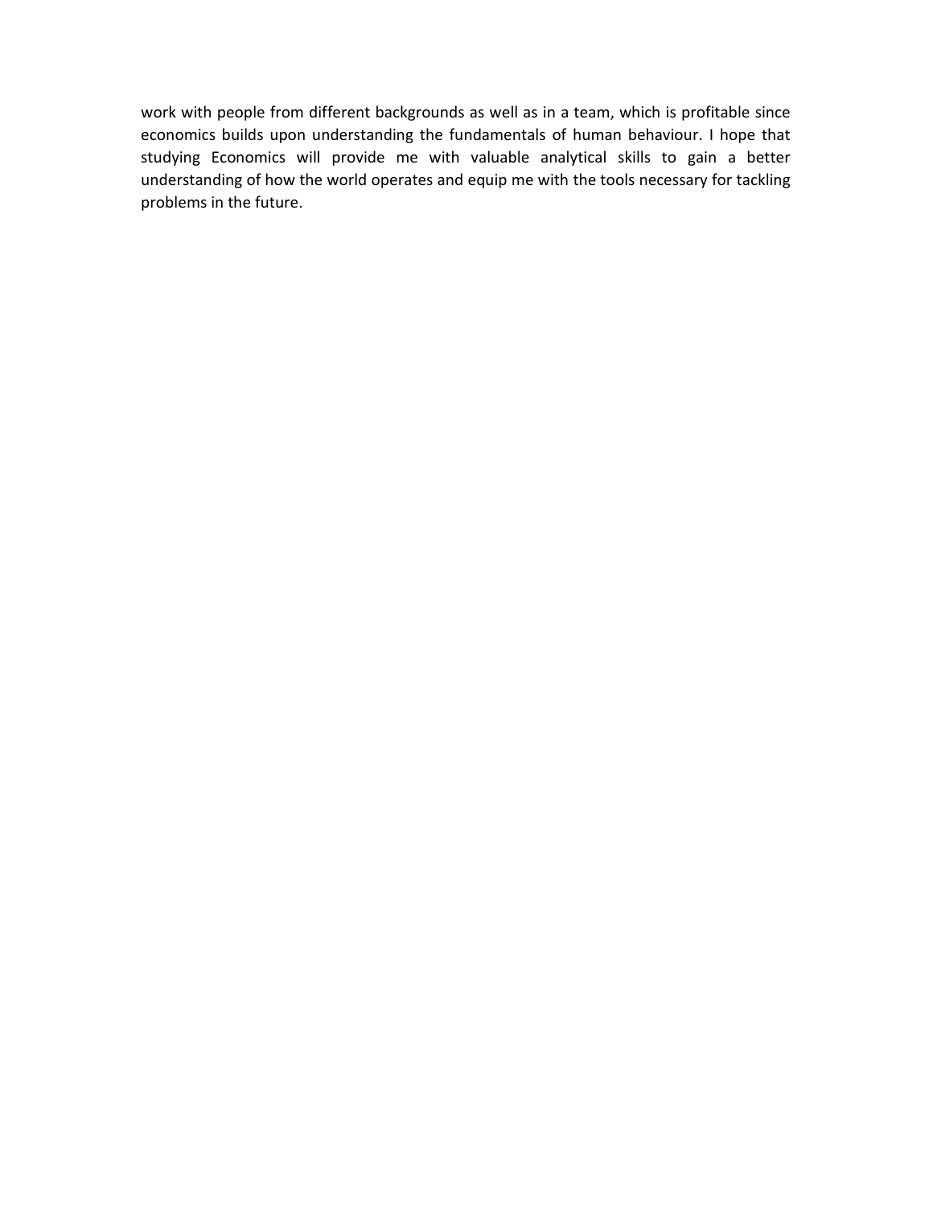work with people from different backgrounds as well as in a team, which is profitable since economics builds upon understanding the fundamentals of human behaviour. I hope that studying Economics will provide me with valuable analytical skills to gain a better understanding of how the world operates and equip me with the tools necessary for tackling problems in the future.